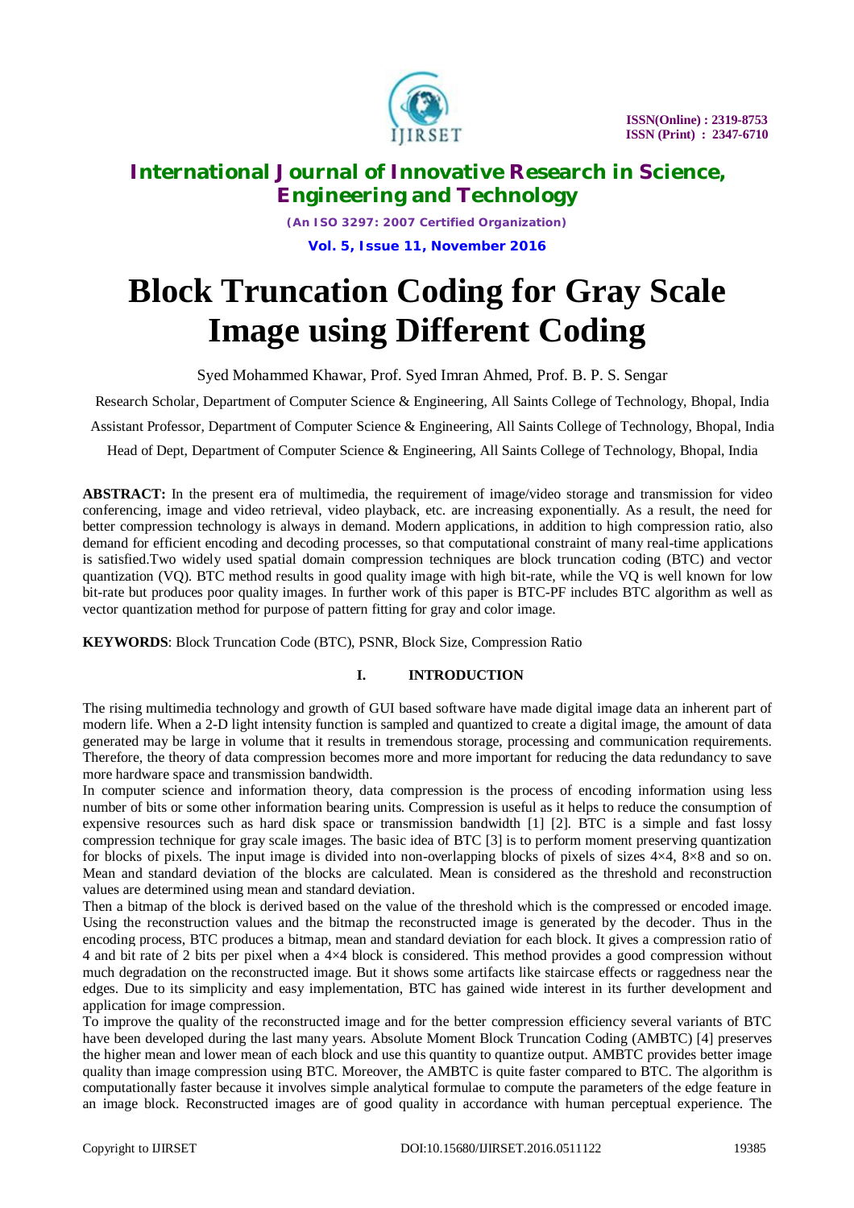# Block Truncation Coding for Gray Scale Image using Different Coding

Syed Mohammed Khawar, Prof. Syed Imran Ahmed, Prof. B. P. S. Sengar

Research Scholar, Department of Computer Science & Engineering, All Saints College of Technology, Bhopal, India

Assistant Professor, Department of Computer Science & Engineering, All Saints College of Technology, Bhopal, India

Head of Dept, Department of Computer Science & Engineering, All Saints College of Technology, Bhopal, India

**ABSTRACT:** In the present era of multimedia, the requirement of image/video storage and transmission for video conferencing, image and video retrieval, video playback, etc. are increasing exponentially. As a result, the need for better compression technology is always in demand. Modern applications, in addition to high compression ratio, also demand for efficient encoding and decoding processes, so that computational constraint of many real-time applications is satisfied.Two widely used spatial domain compression techniques are block truncation coding (BTC) and vector quantization (VQ). BTC method results in good quality image with high bit-rate, while the VQ is well known for low bit-rate but produces poor quality images. In further work of this paper is BTC-PF includes BTC algorithm as well as vector quantization method for purpose of pattern fitting for gray and color image.

**KEYWORDS**: Block Truncation Code (BTC), PSNR, Block Size, Compression Ratio

## I. INTRODUCTION

The rising multimedia technology and growth of GUI based software have made digital image data an inherent part of modern life. When a 2-D light intensity function is sampled and quantized to create a digital image, the amount of data generated may be large in volume that it results in tremendous storage, processing and communication requirements. Therefore, the theory of data compression becomes more and more important for reducing the data redundancy to save more hardware space and transmission bandwidth.

In computer science and information theory, data compression is the process of encoding information using less number of bits or some other information bearing units. Compression is useful as it helps to reduce the consumption of expensive resources such as hard disk space or transmission bandwidth [1] [2]. BTC is a simple and fast lossy compression technique for gray scale images. The basic idea of BTC [3] is to perform moment preserving quantization for blocks of pixels. The input image is divided into non-overlapping blocks of pixels of sizes $4\times4$, $8\times8$ and so on. Mean and standard deviation of the blocks are calculated. Mean is considered as the threshold and reconstruction values are determined using mean and standard deviation.

Then a bitmap of the block is derived based on the value of the threshold which is the compressed or encoded image. Using the reconstruction values and the bitmap the reconstructed image is generated by the decoder. Thus in the encoding process, BTC produces a bitmap, mean and standard deviation for each block. It gives a compression ratio of 4 and bit rate of 2 bits per pixel when a $4\times4$ block is considered. This method provides a good compression without much degradation on the reconstructed image. But it shows some artifacts like staircase effects or raggedness near the edges. Due to its simplicity and easy implementation, BTC has gained wide interest in its further development and application for image compression.

To improve the quality of the reconstructed image and for the better compression efficiency several variants of BTC have been developed during the last many years. Absolute Moment Block Truncation Coding (AMBTC) [4] preserves the higher mean and lower mean of each block and use this quantity to quantize output. AMBTC provides better image quality than image compression using BTC. Moreover, the AMBTC is quite faster compared to BTC. The algorithm is computationally faster because it involves simple analytical formulae to compute the parameters of the edge feature in an image block. Reconstructed images are of good quality in accordance with human perceptual experience. The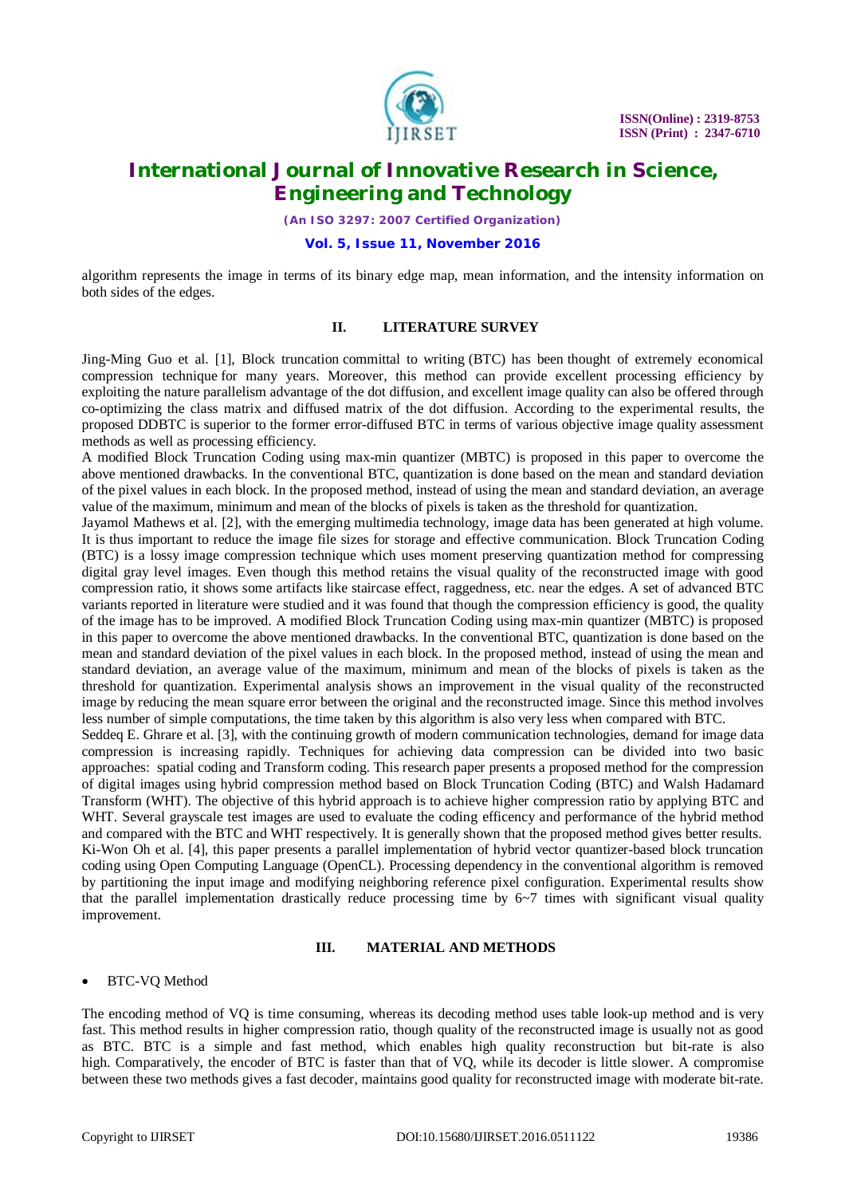algorithm represents the image in terms of its binary edge map, mean information, and the intensity information on both sides of the edges.

## II. LITERATURE SURVEY

Jing-Ming Guo et al. [1], Block truncation committal to writing (BTC) has been thought of extremely economical compression technique for many years. Moreover, this method can provide excellent processing efficiency by exploiting the nature parallelism advantage of the dot diffusion, and excellent image quality can also be offered through co-optimizing the class matrix and diffused matrix of the dot diffusion. According to the experimental results, the proposed DDBTC is superior to the former error-diffused BTC in terms of various objective image quality assessment methods as well as processing efficiency.

A modified Block Truncation Coding using max-min quantizer (MBTC) is proposed in this paper to overcome the above mentioned drawbacks. In the conventional BTC, quantization is done based on the mean and standard deviation of the pixel values in each block. In the proposed method, instead of using the mean and standard deviation, an average value of the maximum, minimum and mean of the blocks of pixels is taken as the threshold for quantization.

Jayamol Mathews et al. [2], with the emerging multimedia technology, image data has been generated at high volume. It is thus important to reduce the image file sizes for storage and effective communication. Block Truncation Coding (BTC) is a lossy image compression technique which uses moment preserving quantization method for compressing digital gray level images. Even though this method retains the visual quality of the reconstructed image with good compression ratio, it shows some artifacts like staircase effect, raggedness, etc. near the edges. A set of advanced BTC variants reported in literature were studied and it was found that though the compression efficiency is good, the quality of the image has to be improved. A modified Block Truncation Coding using max-min quantizer (MBTC) is proposed in this paper to overcome the above mentioned drawbacks. In the conventional BTC, quantization is done based on the mean and standard deviation of the pixel values in each block. In the proposed method, instead of using the mean and standard deviation, an average value of the maximum, minimum and mean of the blocks of pixels is taken as the threshold for quantization. Experimental analysis shows an improvement in the visual quality of the reconstructed image by reducing the mean square error between the original and the reconstructed image. Since this method involves less number of simple computations, the time taken by this algorithm is also very less when compared with BTC.

Seddeq E. Ghrare et al. [3], with the continuing growth of modern communication technologies, demand for image data compression is increasing rapidly. Techniques for achieving data compression can be divided into two basic approaches: spatial coding and Transform coding. This research paper presents a proposed method for the compression of digital images using hybrid compression method based on Block Truncation Coding (BTC) and Walsh Hadamard Transform (WHT). The objective of this hybrid approach is to achieve higher compression ratio by applying BTC and WHT. Several grayscale test images are used to evaluate the coding efficency and performance of the hybrid method and compared with the BTC and WHT respectively. It is generally shown that the proposed method gives better results.

Ki-Won Oh et al. [4], this paper presents a parallel implementation of hybrid vector quantizer-based block truncation coding using Open Computing Language (OpenCL). Processing dependency in the conventional algorithm is removed by partitioning the input image and modifying neighboring reference pixel configuration. Experimental results show that the parallel implementation drastically reduce processing time by 6~7 times with significant visual quality improvement.

## III. MATERIAL AND METHODS

- BTC-VQ Method

The encoding method of VQ is time consuming, whereas its decoding method uses table look-up method and is very fast. This method results in higher compression ratio, though quality of the reconstructed image is usually not as good as BTC. BTC is a simple and fast method, which enables high quality reconstruction but bit-rate is also high. Comparatively, the encoder of BTC is faster than that of VQ, while its decoder is little slower. A compromise between these two methods gives a fast decoder, maintains good quality for reconstructed image with moderate bit-rate.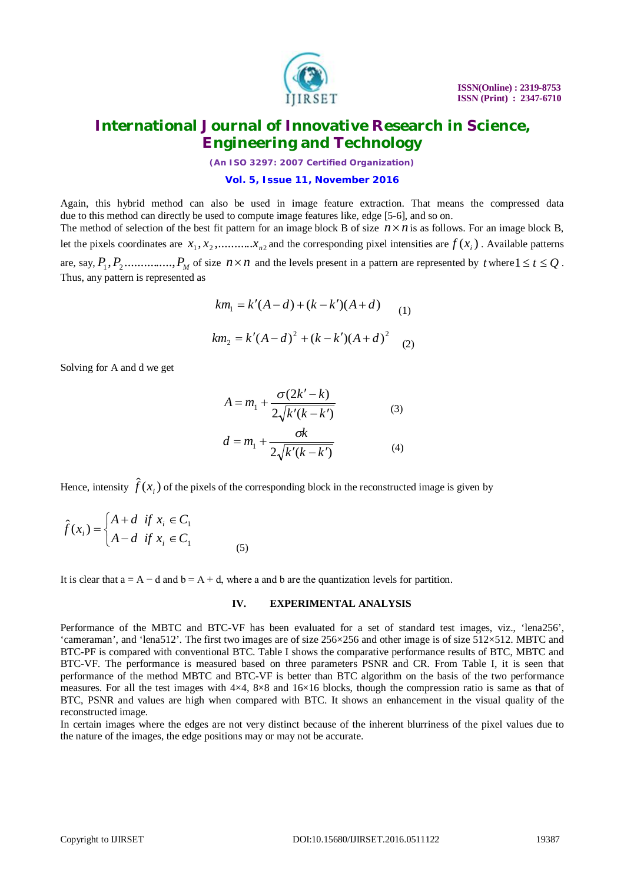Again, this hybrid method can also be used in image feature extraction. That means the compressed data due to this method can directly be used to compute image features like, edge [5-6], and so on.
The method of selection of the best fit pattern for an image block B of size $n \times n$ is as follows. For an image block B, let the pixels coordinates are $x_1, x_2, ..........x_{n2}$ and the corresponding pixel intensities are $f(x_i)$. Available patterns are, say, $P_1, P_2..............., P_M$ of size $n \times n$ and the levels present in a pattern are represented by $t$ where $1 \le t \le Q$. Thus, any pattern is represented as

$$km_1 = k'(A-d) + (k-k')(A+d) \quad (1)$$

$$km_2 = k'(A-d)^2 + (k-k')(A+d)^2 \quad (2)$$

Solving for A and d we get

$$A = m_1 + \frac{\sigma(2k'-k)}{2\sqrt{k'(k-k')}} \quad (3)$$

$$d = m_1 + \frac{\sigma k}{2\sqrt{k'(k-k')}} \quad (4)$$

Hence, intensity $\hat{f}(x_i)$ of the pixels of the corresponding block in the reconstructed image is given by

$$\hat{f}(x_i) = \begin{cases} A+d & if\ x_i \in C_1 \\ A-d & if\ x_i \in C_1 \end{cases} \quad (5)$$

It is clear that a = A − d and b = A + d, where a and b are the quantization levels for partition.

## IV. EXPERIMENTAL ANALYSIS

Performance of the MBTC and BTC-VF has been evaluated for a set of standard test images, viz., 'lena256', 'cameraman', and 'lena512'. The first two images are of size 256×256 and other image is of size 512×512. MBTC and BTC-PF is compared with conventional BTC. Table I shows the comparative performance results of BTC, MBTC and BTC-VF. The performance is measured based on three parameters PSNR and CR. From Table I, it is seen that performance of the method MBTC and BTC-VF is better than BTC algorithm on the basis of the two performance measures. For all the test images with 4×4, 8×8 and 16×16 blocks, though the compression ratio is same as that of BTC, PSNR and values are high when compared with BTC. It shows an enhancement in the visual quality of the reconstructed image.
In certain images where the edges are not very distinct because of the inherent blurriness of the pixel values due to the nature of the images, the edge positions may or may not be accurate.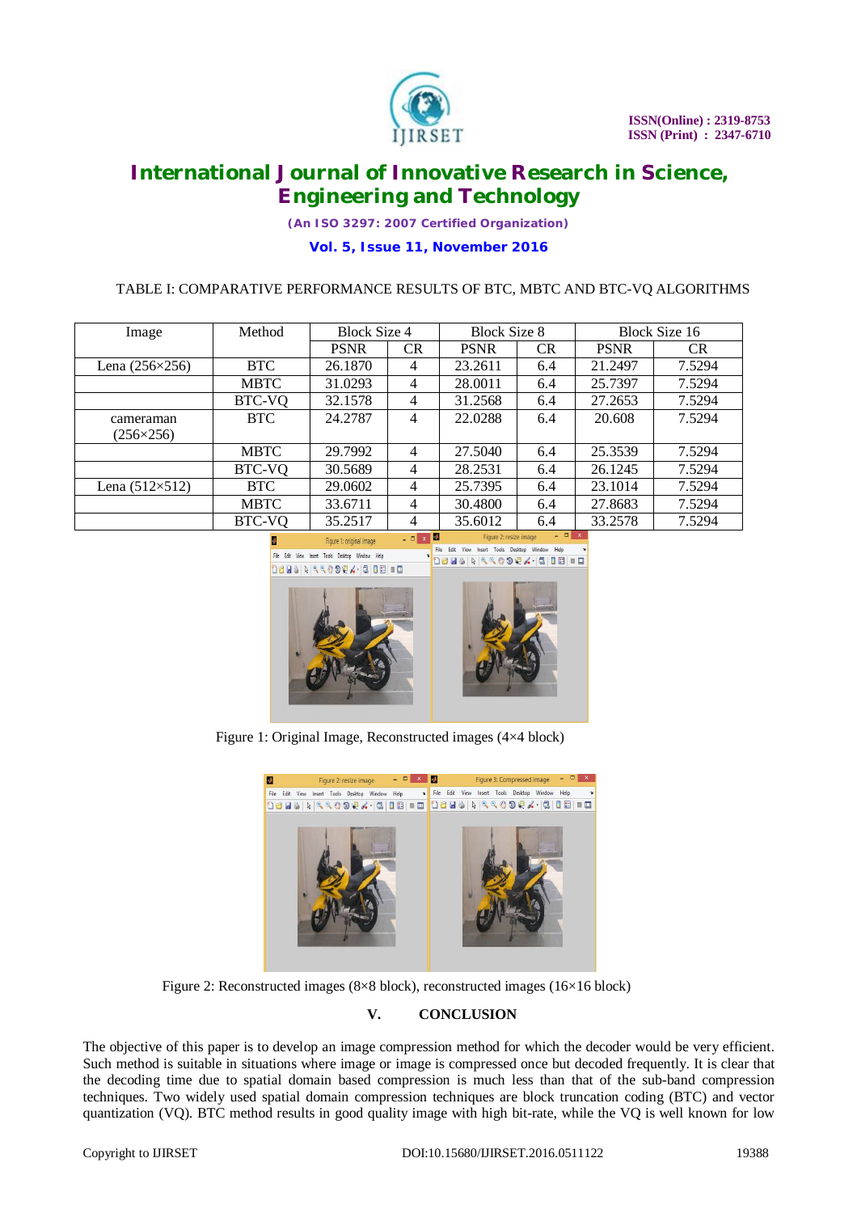TABLE I: COMPARATIVE PERFORMANCE RESULTS OF BTC, MBTC AND BTC-VQ ALGORITHMS

| Image | Method | Block Size 4 | | Block Size 8 | | Block Size 16 | |
|---|---|---|---|---|---|---|---|
| | | PSNR | CR | PSNR | CR | PSNR | CR |
| Lena (256×256) | BTC | 26.1870 | 4 | 23.2611 | 6.4 | 21.2497 | 7.5294 |
| | MBTC | 31.0293 | 4 | 28.0011 | 6.4 | 25.7397 | 7.5294 |
| | BTC-VQ | 32.1578 | 4 | 31.2568 | 6.4 | 27.2653 | 7.5294 |
| cameraman (256×256) | BTC | 24.2787 | 4 | 22.0288 | 6.4 | 20.608 | 7.5294 |
| | MBTC | 29.7992 | 4 | 27.5040 | 6.4 | 25.3539 | 7.5294 |
| | BTC-VQ | 30.5689 | 4 | 28.2531 | 6.4 | 26.1245 | 7.5294 |
| Lena (512×512) | BTC | 29.0602 | 4 | 25.7395 | 6.4 | 23.1014 | 7.5294 |
| | MBTC | 33.6711 | 4 | 30.4800 | 6.4 | 27.8683 | 7.5294 |
| | BTC-VQ | 35.2517 | 4 | 35.6012 | 6.4 | 33.2578 | 7.5294 |

Figure 1: Original Image, Reconstructed images (4×4 block)

Figure 2: Reconstructed images (8×8 block), reconstructed images (16×16 block)

## V. CONCLUSION

The objective of this paper is to develop an image compression method for which the decoder would be very efficient. Such method is suitable in situations where image or image is compressed once but decoded frequently. It is clear that the decoding time due to spatial domain based compression is much less than that of the sub-band compression techniques. Two widely used spatial domain compression techniques are block truncation coding (BTC) and vector quantization (VQ). BTC method results in good quality image with high bit-rate, while the VQ is well known for low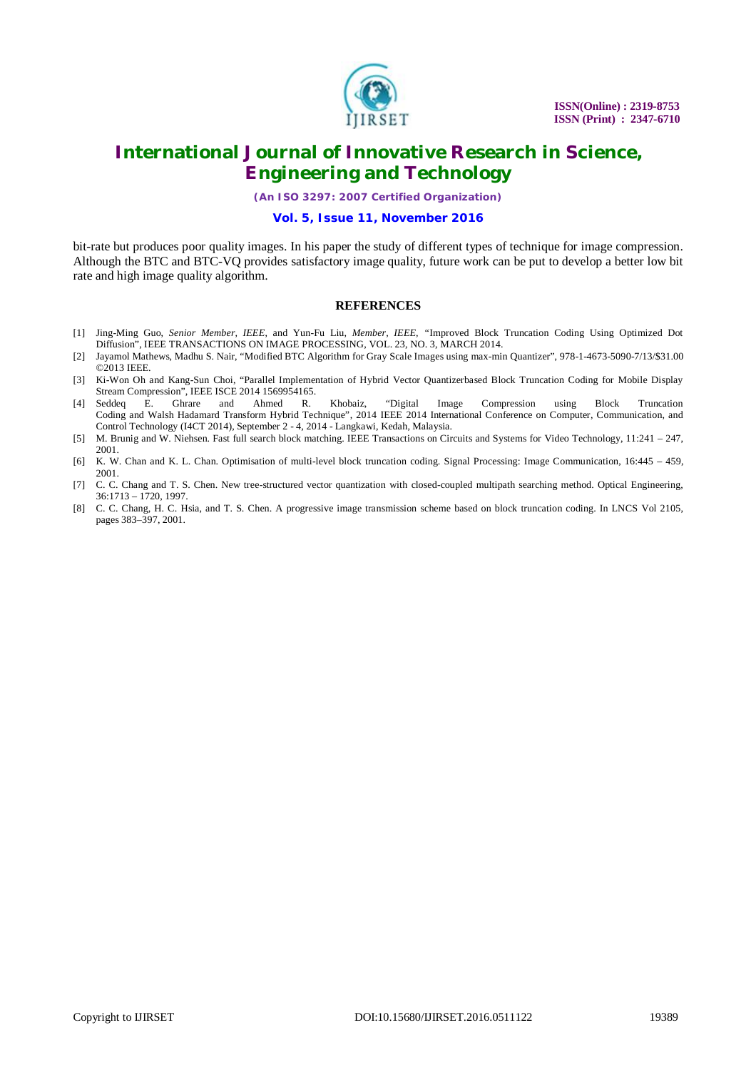bit-rate but produces poor quality images. In his paper the study of different types of technique for image compression. Although the BTC and BTC-VQ provides satisfactory image quality, future work can be put to develop a better low bit rate and high image quality algorithm.

## REFERENCES

[1] Jing-Ming Guo, *Senior Member, IEEE*, and Yun-Fu Liu, *Member, IEEE*, "Improved Block Truncation Coding Using Optimized Dot Diffusion", IEEE TRANSACTIONS ON IMAGE PROCESSING, VOL. 23, NO. 3, MARCH 2014.

[2] Jayamol Mathews, Madhu S. Nair, "Modified BTC Algorithm for Gray Scale Images using max-min Quantizer", 978-1-4673-5090-7/13/$31.00 ©2013 IEEE.

[3] Ki-Won Oh and Kang-Sun Choi, "Parallel Implementation of Hybrid Vector Quantizerbased Block Truncation Coding for Mobile Display Stream Compression", IEEE ISCE 2014 1569954165.

[4] Seddeq E. Ghrare and Ahmed R. Khobaiz, "Digital Image Compression using Block Truncation Coding and Walsh Hadamard Transform Hybrid Technique", 2014 IEEE 2014 International Conference on Computer, Communication, and Control Technology (I4CT 2014), September 2 - 4, 2014 - Langkawi, Kedah, Malaysia.

[5] M. Brunig and W. Niehsen. Fast full search block matching. IEEE Transactions on Circuits and Systems for Video Technology, 11:241 – 247, 2001.

[6] K. W. Chan and K. L. Chan. Optimisation of multi-level block truncation coding. Signal Processing: Image Communication, 16:445 – 459, 2001.

[7] C. C. Chang and T. S. Chen. New tree-structured vector quantization with closed-coupled multipath searching method. Optical Engineering, 36:1713 – 1720, 1997.

[8] C. C. Chang, H. C. Hsia, and T. S. Chen. A progressive image transmission scheme based on block truncation coding. In LNCS Vol 2105, pages 383–397, 2001.